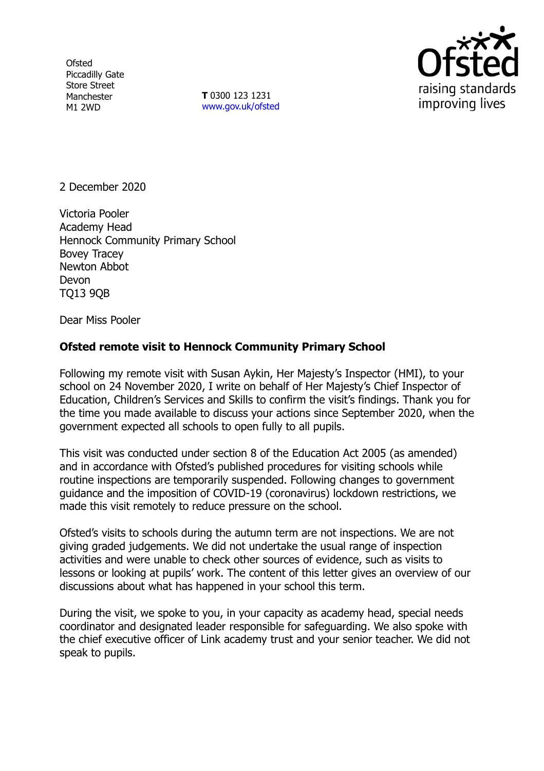Ofsted
Piccadilly Gate
Store Street
Manchester
M1 2WD

**T** 0300 123 1231
www.gov.uk/ofsted

2 December 2020

Victoria Pooler
Academy Head
Hennock Community Primary School
Bovey Tracey
Newton Abbot
Devon
TQ13 9QB

Dear Miss Pooler

**Ofsted remote visit to Hennock Community Primary School**

Following my remote visit with Susan Aykin, Her Majesty's Inspector (HMI), to your school on 24 November 2020, I write on behalf of Her Majesty's Chief Inspector of Education, Children's Services and Skills to confirm the visit's findings. Thank you for the time you made available to discuss your actions since September 2020, when the government expected all schools to open fully to all pupils.

This visit was conducted under section 8 of the Education Act 2005 (as amended) and in accordance with Ofsted's published procedures for visiting schools while routine inspections are temporarily suspended. Following changes to government guidance and the imposition of COVID-19 (coronavirus) lockdown restrictions, we made this visit remotely to reduce pressure on the school.

Ofsted's visits to schools during the autumn term are not inspections. We are not giving graded judgements. We did not undertake the usual range of inspection activities and were unable to check other sources of evidence, such as visits to lessons or looking at pupils' work. The content of this letter gives an overview of our discussions about what has happened in your school this term.

During the visit, we spoke to you, in your capacity as academy head, special needs coordinator and designated leader responsible for safeguarding. We also spoke with the chief executive officer of Link academy trust and your senior teacher. We did not speak to pupils.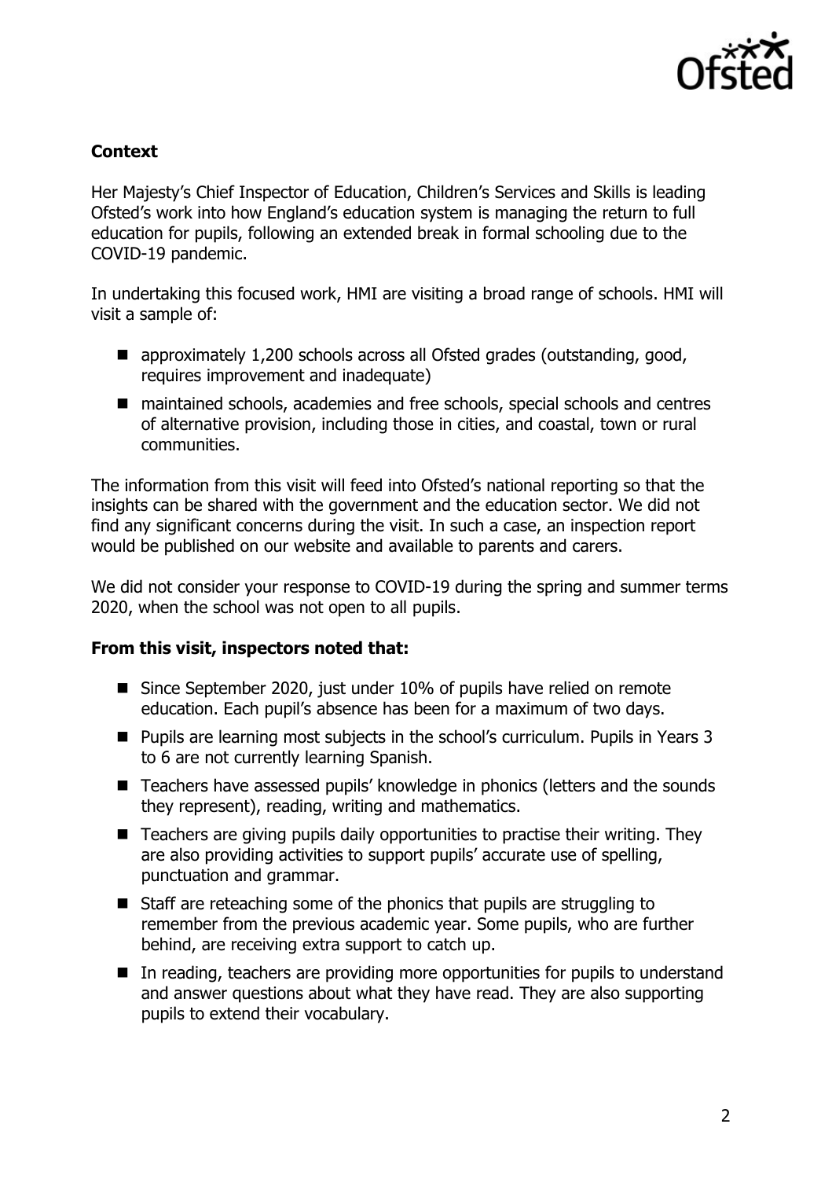**Context**

Her Majesty's Chief Inspector of Education, Children's Services and Skills is leading Ofsted's work into how England's education system is managing the return to full education for pupils, following an extended break in formal schooling due to the COVID-19 pandemic.

In undertaking this focused work, HMI are visiting a broad range of schools. HMI will visit a sample of:

- approximately 1,200 schools across all Ofsted grades (outstanding, good, requires improvement and inadequate)
- maintained schools, academies and free schools, special schools and centres of alternative provision, including those in cities, and coastal, town or rural communities.

The information from this visit will feed into Ofsted's national reporting so that the insights can be shared with the government and the education sector. We did not find any significant concerns during the visit. In such a case, an inspection report would be published on our website and available to parents and carers.

We did not consider your response to COVID-19 during the spring and summer terms 2020, when the school was not open to all pupils.

**From this visit, inspectors noted that:**

- Since September 2020, just under 10% of pupils have relied on remote education. Each pupil's absence has been for a maximum of two days.
- Pupils are learning most subjects in the school's curriculum. Pupils in Years 3 to 6 are not currently learning Spanish.
- Teachers have assessed pupils' knowledge in phonics (letters and the sounds they represent), reading, writing and mathematics.
- Teachers are giving pupils daily opportunities to practise their writing. They are also providing activities to support pupils' accurate use of spelling, punctuation and grammar.
- Staff are reteaching some of the phonics that pupils are struggling to remember from the previous academic year. Some pupils, who are further behind, are receiving extra support to catch up.
- In reading, teachers are providing more opportunities for pupils to understand and answer questions about what they have read. They are also supporting pupils to extend their vocabulary.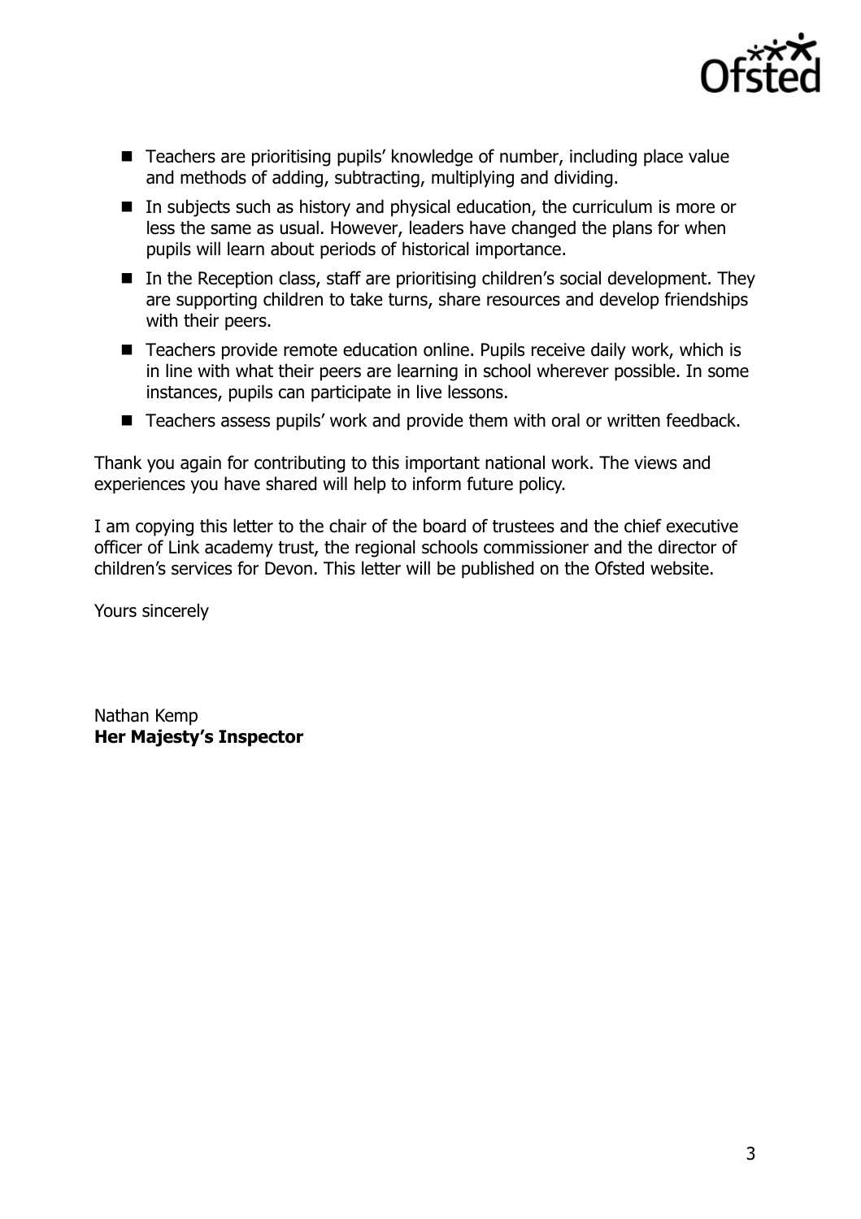- Teachers are prioritising pupils' knowledge of number, including place value and methods of adding, subtracting, multiplying and dividing.
- In subjects such as history and physical education, the curriculum is more or less the same as usual. However, leaders have changed the plans for when pupils will learn about periods of historical importance.
- In the Reception class, staff are prioritising children's social development. They are supporting children to take turns, share resources and develop friendships with their peers.
- Teachers provide remote education online. Pupils receive daily work, which is in line with what their peers are learning in school wherever possible. In some instances, pupils can participate in live lessons.
- Teachers assess pupils' work and provide them with oral or written feedback.

Thank you again for contributing to this important national work. The views and experiences you have shared will help to inform future policy.

I am copying this letter to the chair of the board of trustees and the chief executive officer of Link academy trust, the regional schools commissioner and the director of children's services for Devon. This letter will be published on the Ofsted website.

Yours sincerely

Nathan Kemp
**Her Majesty's Inspector**